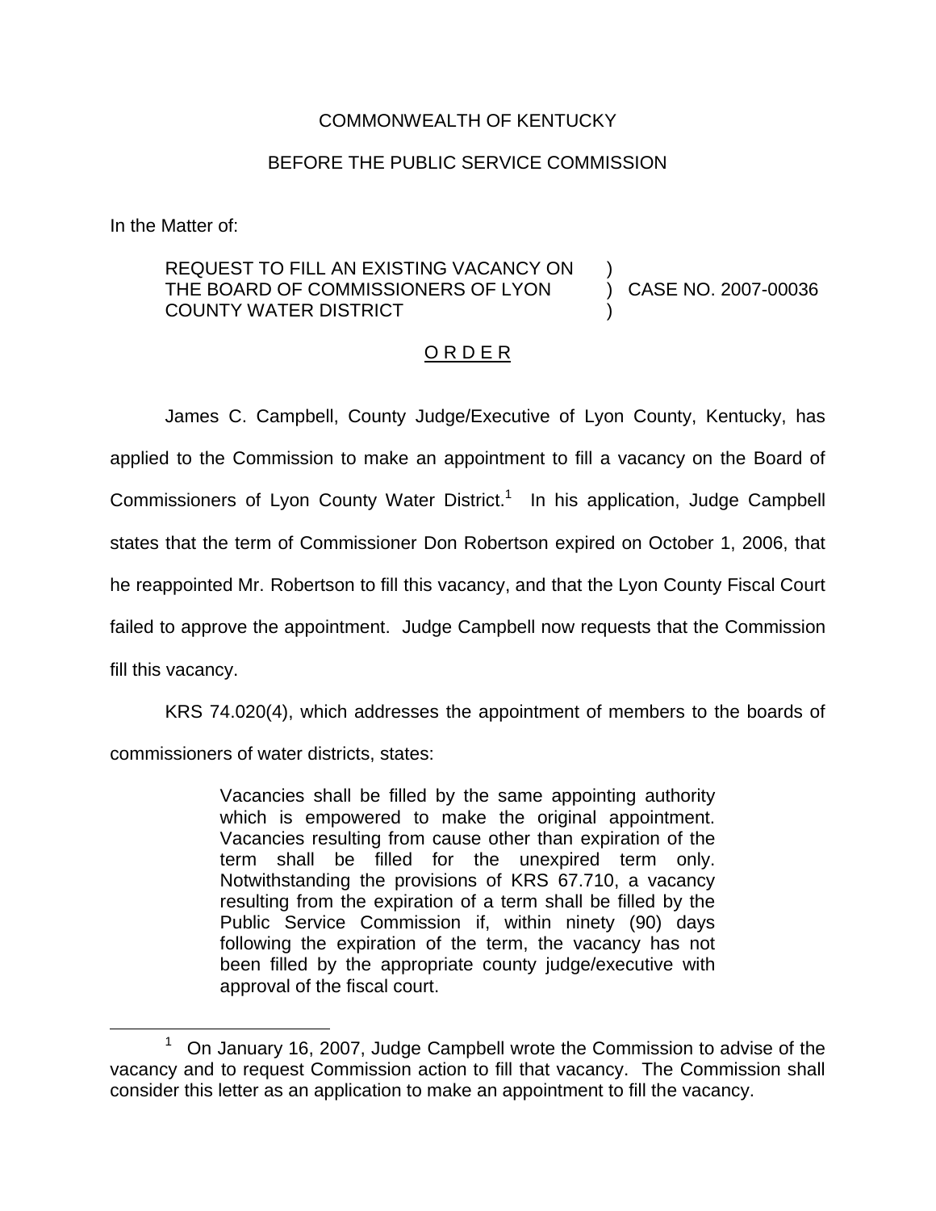COMMONWEALTH OF KENTUCKY

BEFORE THE PUBLIC SERVICE COMMISSION

In the Matter of:

REQUEST TO FILL AN EXISTING VACANCY ON THE BOARD OF COMMISSIONERS OF LYON COUNTY WATER DISTRICT ) CASE NO. 2007-00036

O R D E R

James C. Campbell, County Judge/Executive of Lyon County, Kentucky, has applied to the Commission to make an appointment to fill a vacancy on the Board of Commissioners of Lyon County Water District.[1] In his application, Judge Campbell states that the term of Commissioner Don Robertson expired on October 1, 2006, that he reappointed Mr. Robertson to fill this vacancy, and that the Lyon County Fiscal Court failed to approve the appointment. Judge Campbell now requests that the Commission fill this vacancy.

KRS 74.020(4), which addresses the appointment of members to the boards of commissioners of water districts, states:

> Vacancies shall be filled by the same appointing authority which is empowered to make the original appointment. Vacancies resulting from cause other than expiration of the term shall be filled for the unexpired term only. Notwithstanding the provisions of KRS 67.710, a vacancy resulting from the expiration of a term shall be filled by the Public Service Commission if, within ninety (90) days following the expiration of the term, the vacancy has not been filled by the appropriate county judge/executive with approval of the fiscal court.

[1] On January 16, 2007, Judge Campbell wrote the Commission to advise of the vacancy and to request Commission action to fill that vacancy. The Commission shall consider this letter as an application to make an appointment to fill the vacancy.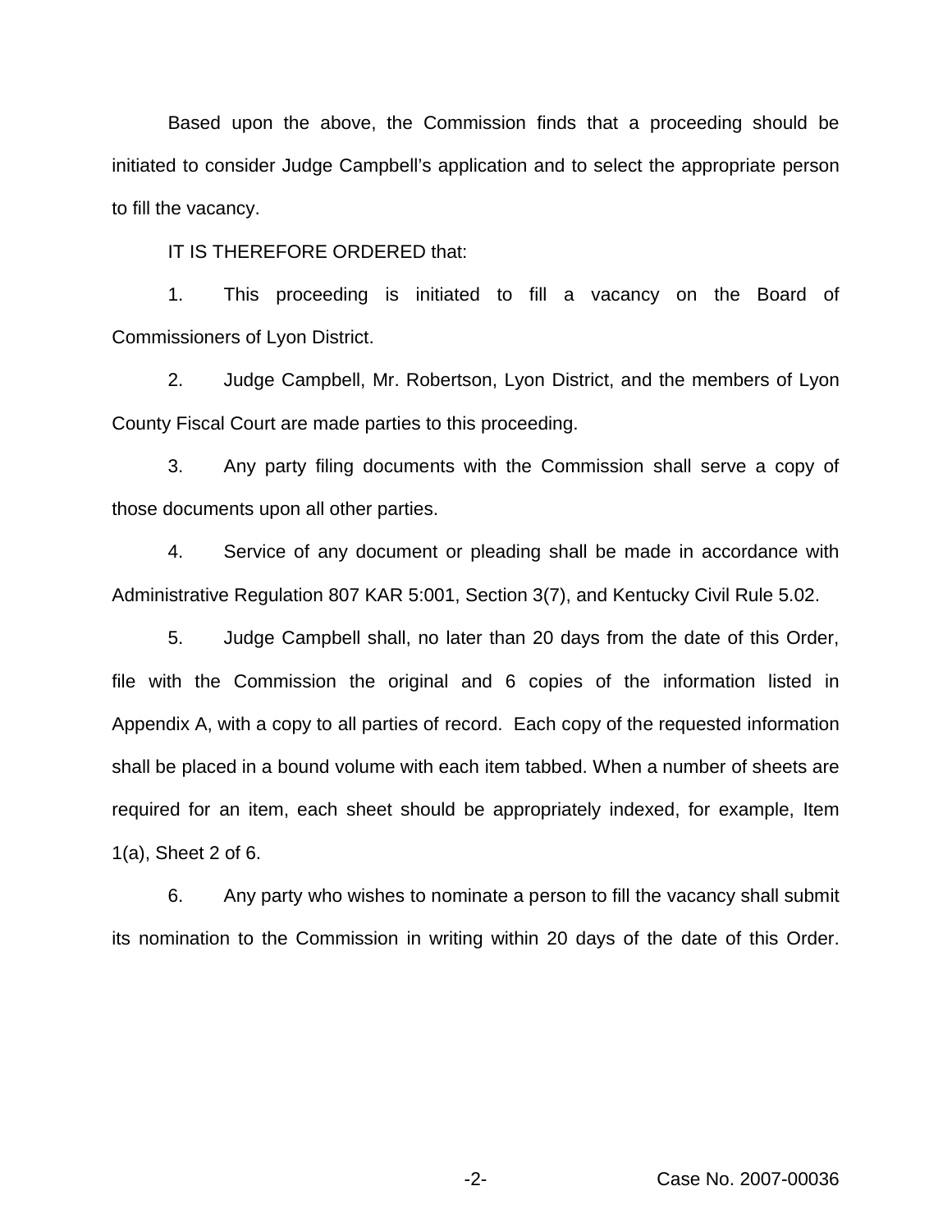Based upon the above, the Commission finds that a proceeding should be initiated to consider Judge Campbell's application and to select the appropriate person to fill the vacancy.

IT IS THEREFORE ORDERED that:

1. This proceeding is initiated to fill a vacancy on the Board of Commissioners of Lyon District.

2. Judge Campbell, Mr. Robertson, Lyon District, and the members of Lyon County Fiscal Court are made parties to this proceeding.

3. Any party filing documents with the Commission shall serve a copy of those documents upon all other parties.

4. Service of any document or pleading shall be made in accordance with Administrative Regulation 807 KAR 5:001, Section 3(7), and Kentucky Civil Rule 5.02.

5. Judge Campbell shall, no later than 20 days from the date of this Order, file with the Commission the original and 6 copies of the information listed in Appendix A, with a copy to all parties of record. Each copy of the requested information shall be placed in a bound volume with each item tabbed. When a number of sheets are required for an item, each sheet should be appropriately indexed, for example, Item 1(a), Sheet 2 of 6.

6. Any party who wishes to nominate a person to fill the vacancy shall submit its nomination to the Commission in writing within 20 days of the date of this Order.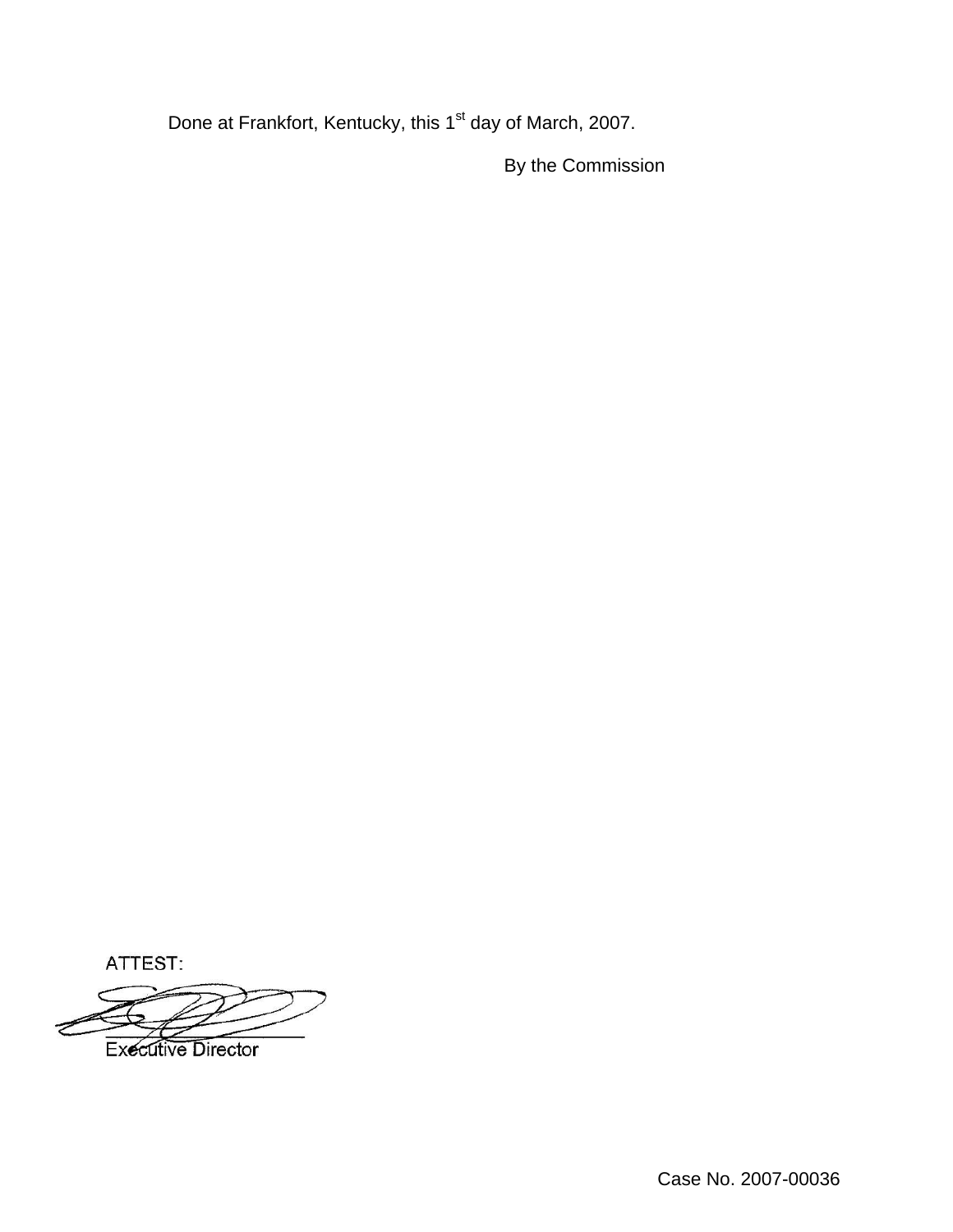Done at Frankfort, Kentucky, this 1st day of March, 2007.

By the Commission

ATTEST:

Executive Director

Case No. 2007-00036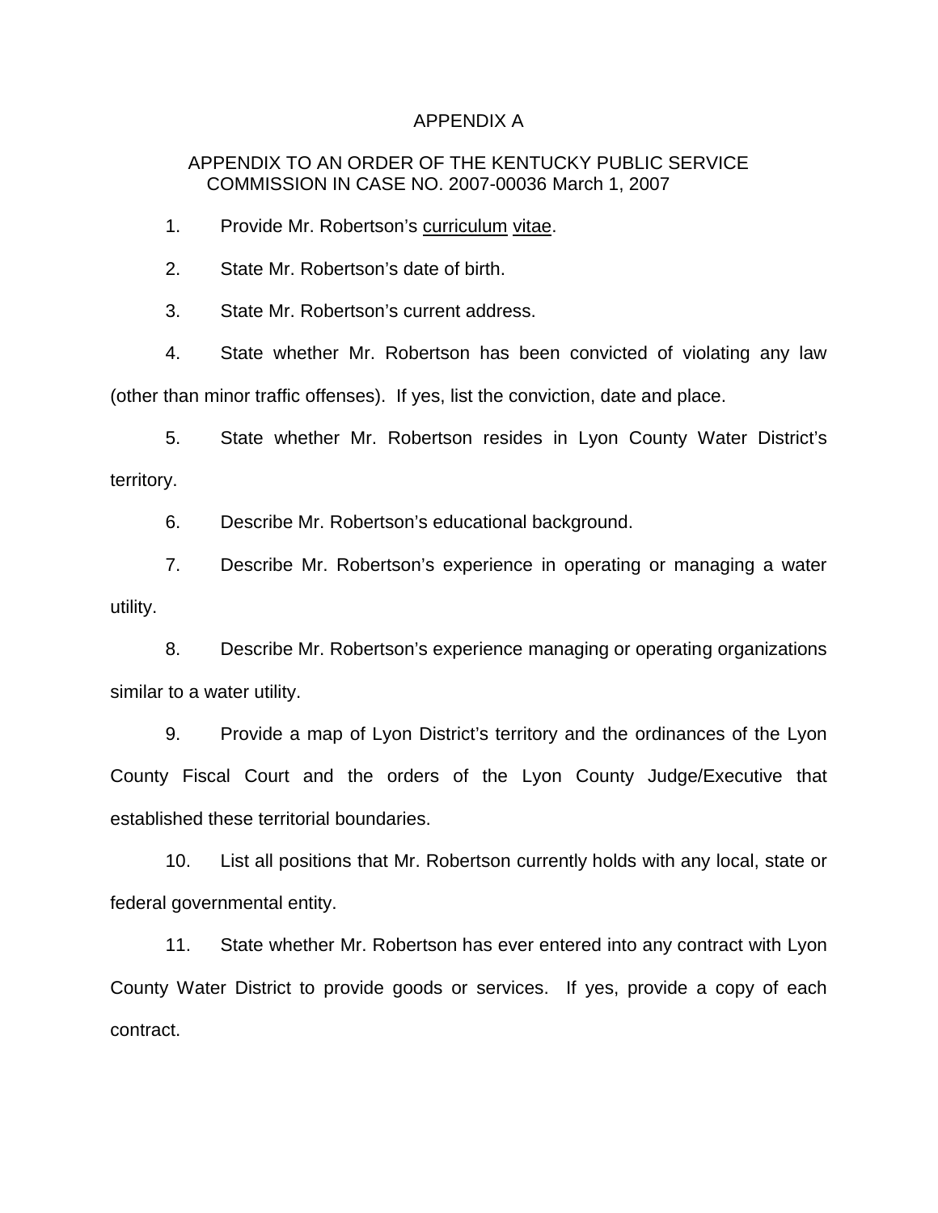# APPENDIX A

## APPENDIX TO AN ORDER OF THE KENTUCKY PUBLIC SERVICE COMMISSION IN CASE NO. 2007-00036 March 1, 2007

1. Provide Mr. Robertson's curriculum vitae.

2. State Mr. Robertson's date of birth.

3. State Mr. Robertson's current address.

4. State whether Mr. Robertson has been convicted of violating any law (other than minor traffic offenses). If yes, list the conviction, date and place.

5. State whether Mr. Robertson resides in Lyon County Water District's territory.

6. Describe Mr. Robertson's educational background.

7. Describe Mr. Robertson's experience in operating or managing a water utility.

8. Describe Mr. Robertson's experience managing or operating organizations similar to a water utility.

9. Provide a map of Lyon District's territory and the ordinances of the Lyon County Fiscal Court and the orders of the Lyon County Judge/Executive that established these territorial boundaries.

10. List all positions that Mr. Robertson currently holds with any local, state or federal governmental entity.

11. State whether Mr. Robertson has ever entered into any contract with Lyon County Water District to provide goods or services. If yes, provide a copy of each contract.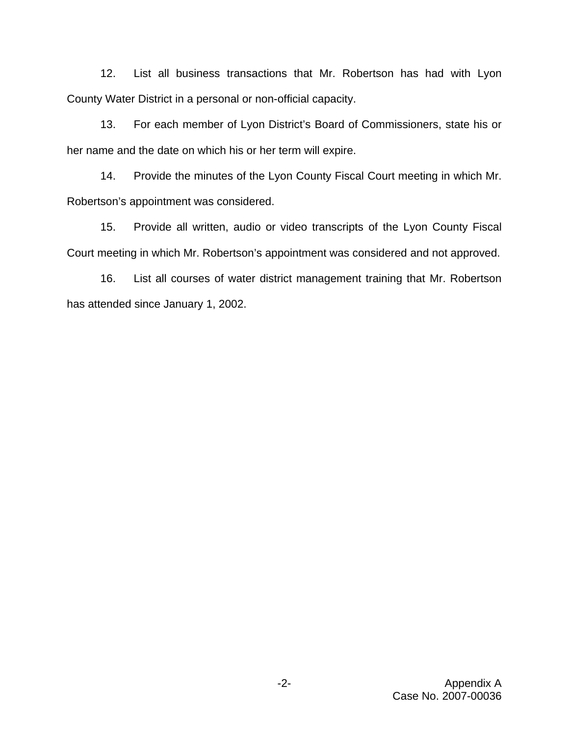12. List all business transactions that Mr. Robertson has had with Lyon County Water District in a personal or non-official capacity.

13. For each member of Lyon District's Board of Commissioners, state his or her name and the date on which his or her term will expire.

14. Provide the minutes of the Lyon County Fiscal Court meeting in which Mr. Robertson's appointment was considered.

15. Provide all written, audio or video transcripts of the Lyon County Fiscal Court meeting in which Mr. Robertson's appointment was considered and not approved.

16. List all courses of water district management training that Mr. Robertson has attended since January 1, 2002.